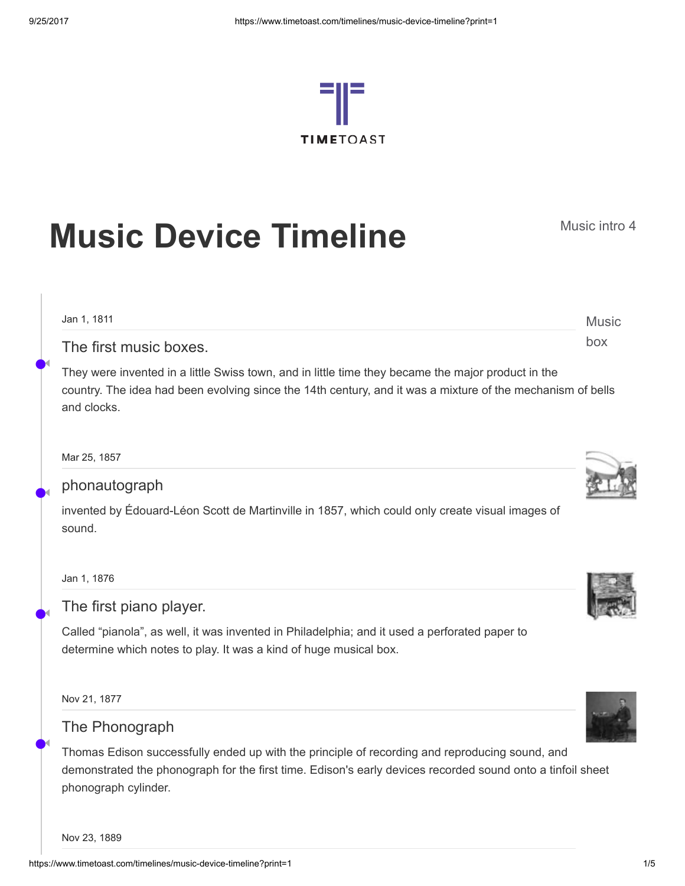# Music Device Timeline

Music intro 4

Jan 1, 1811

## The first music boxes.

Music box

They were invented in a little Swiss town, and in little time they became the major product in the country. The idea had been evolving since the 14th century, and it was a mixture of the mechanism of bells and clocks.

Mar 25, 1857

## phonautograph

invented by Édouard-Léon Scott de Martinville in 1857, which could only create visual images of sound.

Jan 1, 1876

## The first piano player.

Called "pianola", as well, it was invented in Philadelphia; and it used a perforated paper to determine which notes to play. It was a kind of huge musical box.

Nov 21, 1877

## The Phonograph

Thomas Edison successfully ended up with the principle of recording and reproducing sound, and demonstrated the phonograph for the first time. Edison's early devices recorded sound onto a tinfoil sheet phonograph cylinder.

Nov 23, 1889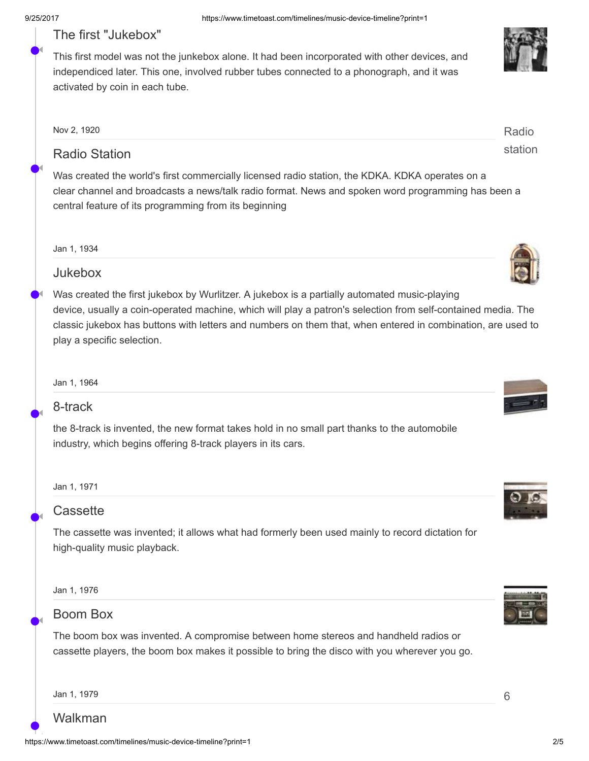## The first "Jukebox"

This first model was not the junkebox alone. It had been incorporated with other devices, and independiced later. This one, involved rubber tubes connected to a phonograph, and it was activated by coin in each tube.

Nov 2, 1920

## Radio Station

Radio station

Was created the world's first commercially licensed radio station, the KDKA. KDKA operates on a clear channel and broadcasts a news/talk radio format. News and spoken word programming has been a central feature of its programming from its beginning

Jan 1, 1934

## Jukebox

Was created the first jukebox by Wurlitzer. A jukebox is a partially automated music-playing device, usually a coin-operated machine, which will play a patron's selection from self-contained media. The classic jukebox has buttons with letters and numbers on them that, when entered in combination, are used to play a specific selection.

Jan 1, 1964

## 8-track

the 8-track is invented, the new format takes hold in no small part thanks to the automobile industry, which begins offering 8-track players in its cars.

Jan 1, 1971

## Cassette

The cassette was invented; it allows what had formerly been used mainly to record dictation for high-quality music playback.

Jan 1, 1976

## Boom Box

The boom box was invented. A compromise between home stereos and handheld radios or cassette players, the boom box makes it possible to bring the disco with you wherever you go.

Jan 1, 1979

6

## Walkman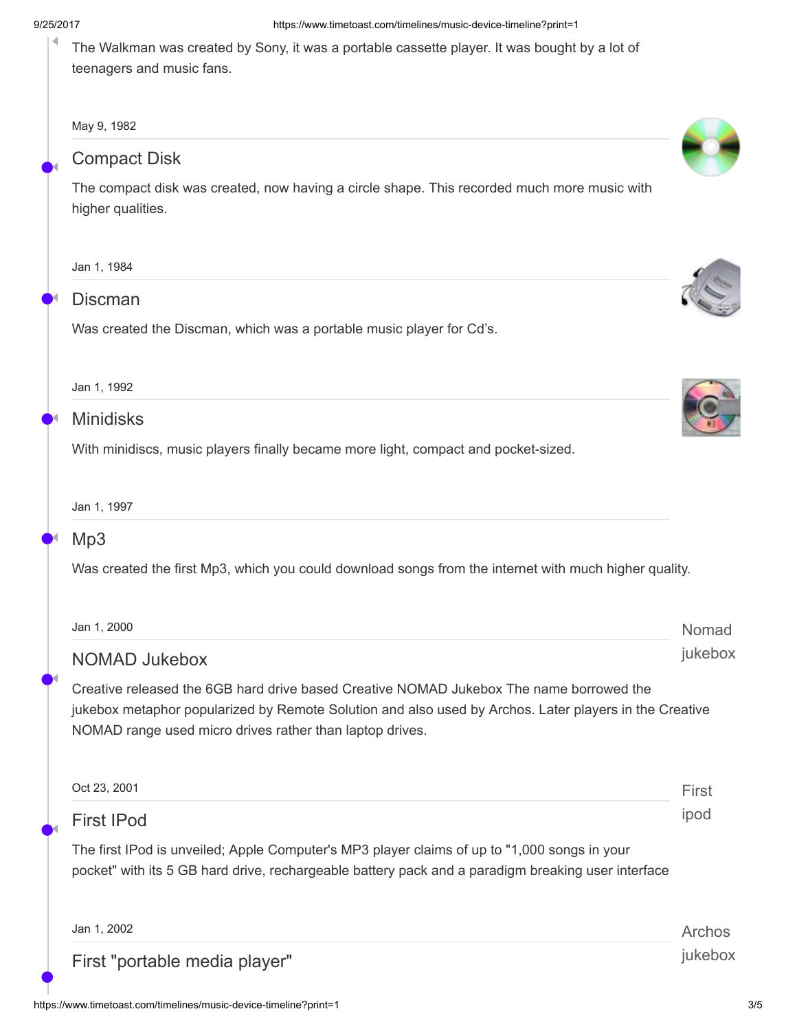The Walkman was created by Sony, it was a portable cassette player. It was bought by a lot of teenagers and music fans.

May 9, 1982

## Compact Disk

The compact disk was created, now having a circle shape. This recorded much more music with higher qualities.

Jan 1, 1984

## Discman

Was created the Discman, which was a portable music player for Cd's.

Jan 1, 1992

## Minidisks

With minidiscs, music players finally became more light, compact and pocket-sized.

Jan 1, 1997

## Mp3

Was created the first Mp3, which you could download songs from the internet with much higher quality.

Jan 1, 2000

## NOMAD Jukebox

Nomad jukebox

Creative released the 6GB hard drive based Creative NOMAD Jukebox The name borrowed the jukebox metaphor popularized by Remote Solution and also used by Archos. Later players in the Creative NOMAD range used micro drives rather than laptop drives.

Oct 23, 2001

## First IPod

First ipod

The first IPod is unveiled; Apple Computer's MP3 player claims of up to "1,000 songs in your pocket" with its 5 GB hard drive, rechargeable battery pack and a paradigm breaking user interface

Jan 1, 2002

## First "portable media player"

Archos jukebox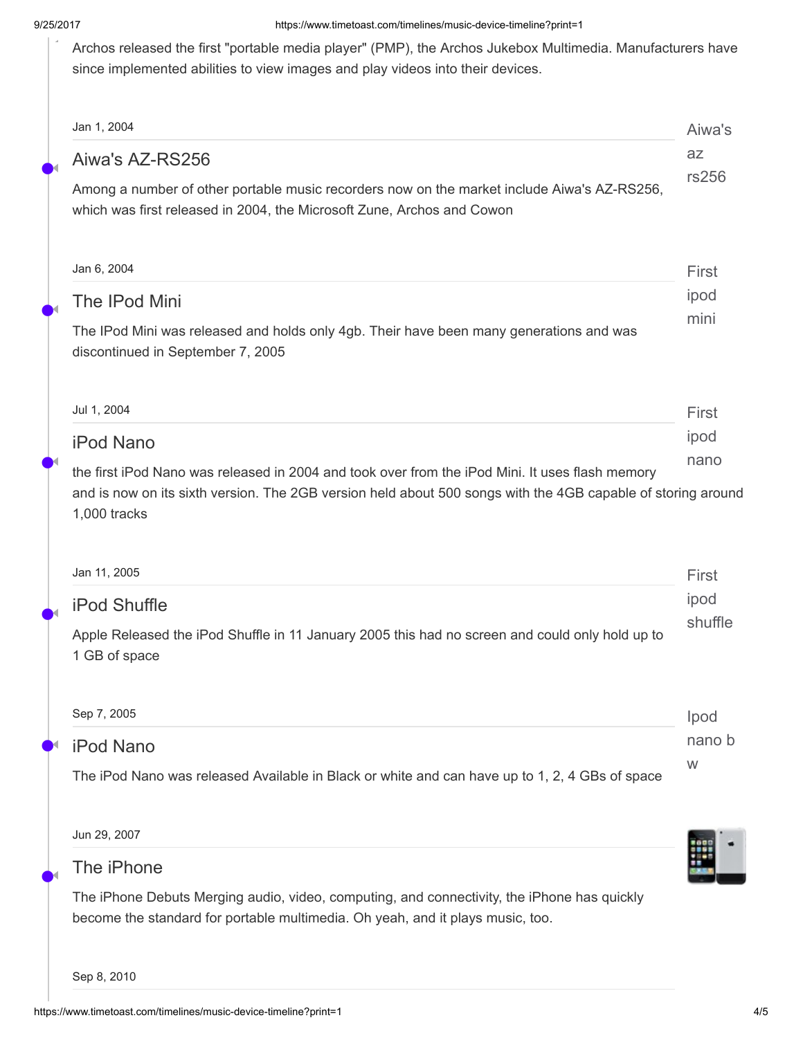Archos released the first "portable media player" (PMP), the Archos Jukebox Multimedia. Manufacturers have since implemented abilities to view images and play videos into their devices.

Jan 1, 2004

## Aiwa's AZ-RS256

Among a number of other portable music recorders now on the market include Aiwa's AZ-RS256, which was first released in 2004, the Microsoft Zune, Archos and Cowon

Aiwa's az rs256

Jan 6, 2004

## The IPod Mini

The IPod Mini was released and holds only 4gb. Their have been many generations and was discontinued in September 7, 2005

First ipod mini

Jul 1, 2004

## iPod Nano

the first iPod Nano was released in 2004 and took over from the iPod Mini. It uses flash memory and is now on its sixth version. The 2GB version held about 500 songs with the 4GB capable of storing around 1,000 tracks

First ipod nano

Jan 11, 2005

## iPod Shuffle

Apple Released the iPod Shuffle in 11 January 2005 this had no screen and could only hold up to 1 GB of space

First ipod shuffle

Sep 7, 2005

## iPod Nano

The iPod Nano was released Available in Black or white and can have up to 1, 2, 4 GBs of space

Ipod nano b w

Jun 29, 2007

## The iPhone

The iPhone Debuts Merging audio, video, computing, and connectivity, the iPhone has quickly become the standard for portable multimedia. Oh yeah, and it plays music, too.

Sep 8, 2010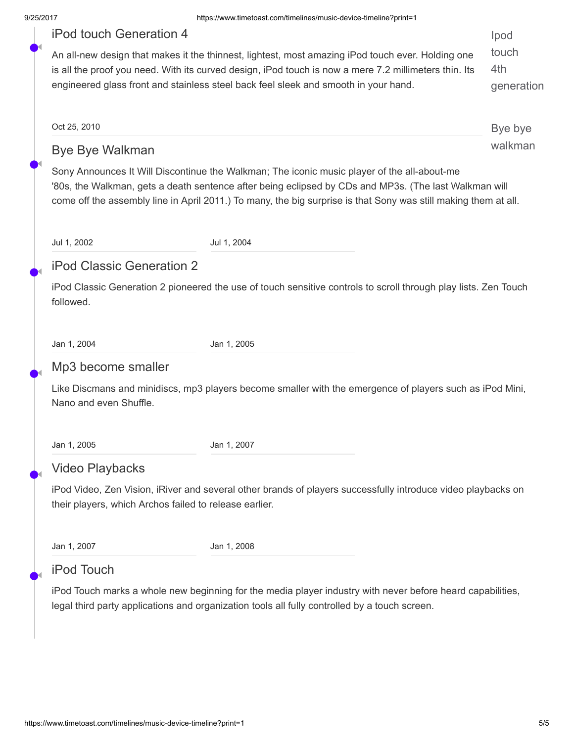## iPod touch Generation 4

An all-new design that makes it the thinnest, lightest, most amazing iPod touch ever. Holding one is all the proof you need. With its curved design, iPod touch is now a mere 7.2 millimeters thin. Its engineered glass front and stainless steel back feel sleek and smooth in your hand.

Ipod touch 4th generation

Oct 25, 2010

## Bye Bye Walkman

Bye bye walkman

Sony Announces It Will Discontinue the Walkman; The iconic music player of the all-about-me '80s, the Walkman, gets a death sentence after being eclipsed by CDs and MP3s. (The last Walkman will come off the assembly line in April 2011.) To many, the big surprise is that Sony was still making them at all.

Jul 1, 2002 Jul 1, 2004

## iPod Classic Generation 2

iPod Classic Generation 2 pioneered the use of touch sensitive controls to scroll through play lists. Zen Touch followed.

Jan 1, 2004 Jan 1, 2005

## Mp3 become smaller

Like Discmans and minidiscs, mp3 players become smaller with the emergence of players such as iPod Mini, Nano and even Shuffle.

Jan 1, 2005 Jan 1, 2007

## Video Playbacks

iPod Video, Zen Vision, iRiver and several other brands of players successfully introduce video playbacks on their players, which Archos failed to release earlier.

Jan 1, 2007 Jan 1, 2008

## iPod Touch

iPod Touch marks a whole new beginning for the media player industry with never before heard capabilities, legal third party applications and organization tools all fully controlled by a touch screen.